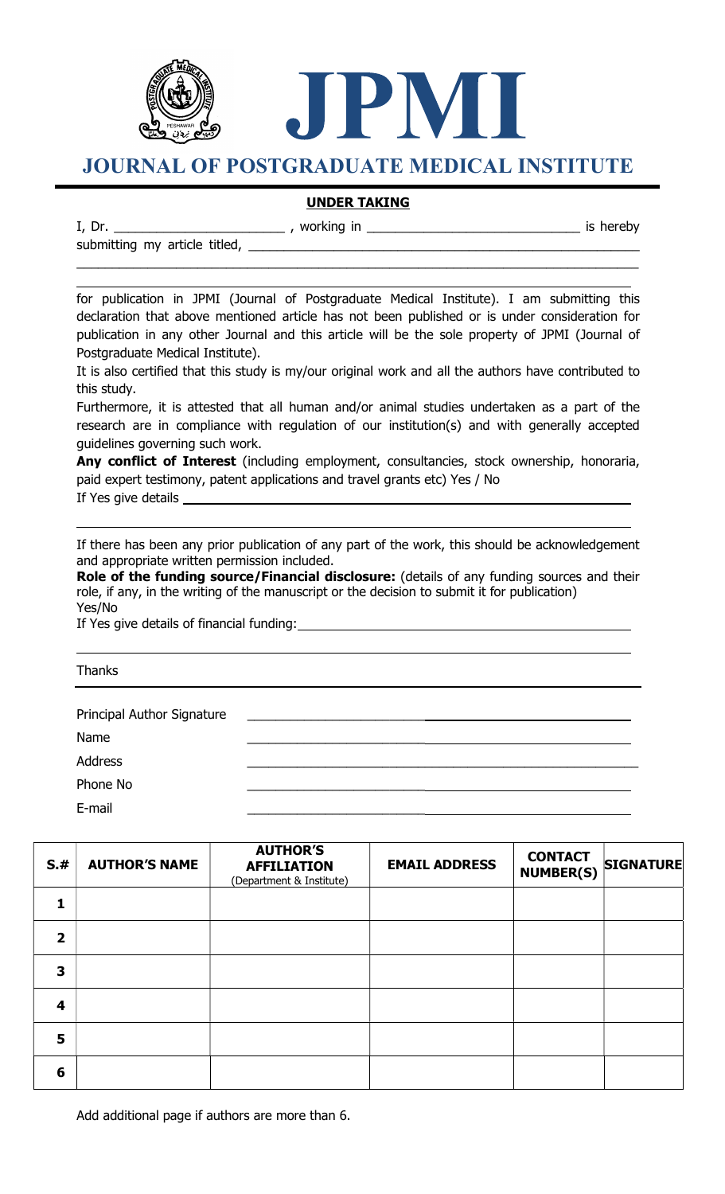# JPMI

## JOURNAL OF POSTGRADUATE MEDICAL INSTITUTE

### UNDER TAKING

I, Dr. _______________________ , working in ____________________________ is hereby submitting my article titled, ____________________________________________________

________________________________________________________________________

________________________________________________________________________

for publication in JPMI (Journal of Postgraduate Medical Institute). I am submitting this declaration that above mentioned article has not been published or is under consideration for publication in any other Journal and this article will be the sole property of JPMI (Journal of Postgraduate Medical Institute).

It is also certified that this study is my/our original work and all the authors have contributed to this study.

Furthermore, it is attested that all human and/or animal studies undertaken as a part of the research are in compliance with regulation of our institution(s) and with generally accepted guidelines governing such work.

**Any conflict of Interest** (including employment, consultancies, stock ownership, honoraria, paid expert testimony, patent applications and travel grants etc) Yes / No

If Yes give details ____________________________________________________

________________________________________________________________________

If there has been any prior publication of any part of the work, this should be acknowledgement and appropriate written permission included.

**Role of the funding source/Financial disclosure:** (details of any funding sources and their role, if any, in the writing of the manuscript or the decision to submit it for publication)

Yes/No

If Yes give details of financial funding: ____________________________________

________________________________________________________________________

Thanks

Principal Author Signature ______________________________________

Name ______________________________________

Address ______________________________________

Phone No ______________________________________

E-mail ______________________________________

| S.# | AUTHOR'S NAME | AUTHOR'S AFFILIATION (Department & Institute) | EMAIL ADDRESS | CONTACT NUMBER(S) | SIGNATURE |
|---|---|---|---|---|---|
| 1 | | | | | |
| 2 | | | | | |
| 3 | | | | | |
| 4 | | | | | |
| 5 | | | | | |
| 6 | | | | | |

Add additional page if authors are more than 6.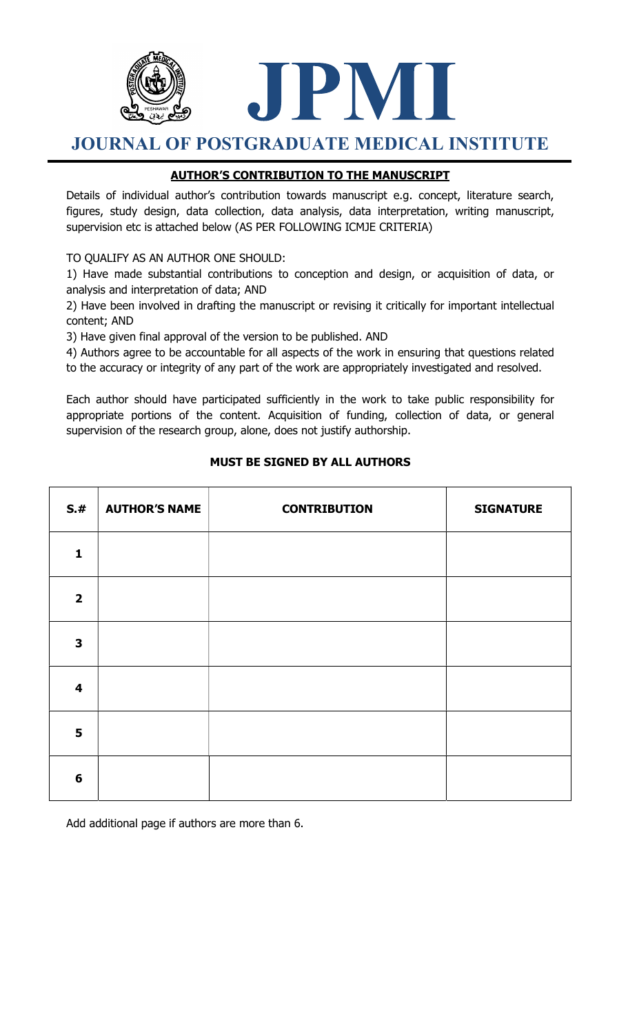# JPMI

## JOURNAL OF POSTGRADUATE MEDICAL INSTITUTE

### AUTHOR'S CONTRIBUTION TO THE MANUSCRIPT

Details of individual author's contribution towards manuscript e.g. concept, literature search, figures, study design, data collection, data analysis, data interpretation, writing manuscript, supervision etc is attached below (AS PER FOLLOWING ICMJE CRITERIA)

TO QUALIFY AS AN AUTHOR ONE SHOULD:

1) Have made substantial contributions to conception and design, or acquisition of data, or analysis and interpretation of data; AND

2) Have been involved in drafting the manuscript or revising it critically for important intellectual content; AND

3) Have given final approval of the version to be published. AND

4) Authors agree to be accountable for all aspects of the work in ensuring that questions related to the accuracy or integrity of any part of the work are appropriately investigated and resolved.

Each author should have participated sufficiently in the work to take public responsibility for appropriate portions of the content. Acquisition of funding, collection of data, or general supervision of the research group, alone, does not justify authorship.

**MUST BE SIGNED BY ALL AUTHORS**

| S.# | AUTHOR'S NAME | CONTRIBUTION | SIGNATURE |
| --- | --- | --- | --- |
| 1 | | | |
| 2 | | | |
| 3 | | | |
| 4 | | | |
| 5 | | | |
| 6 | | | |

Add additional page if authors are more than 6.